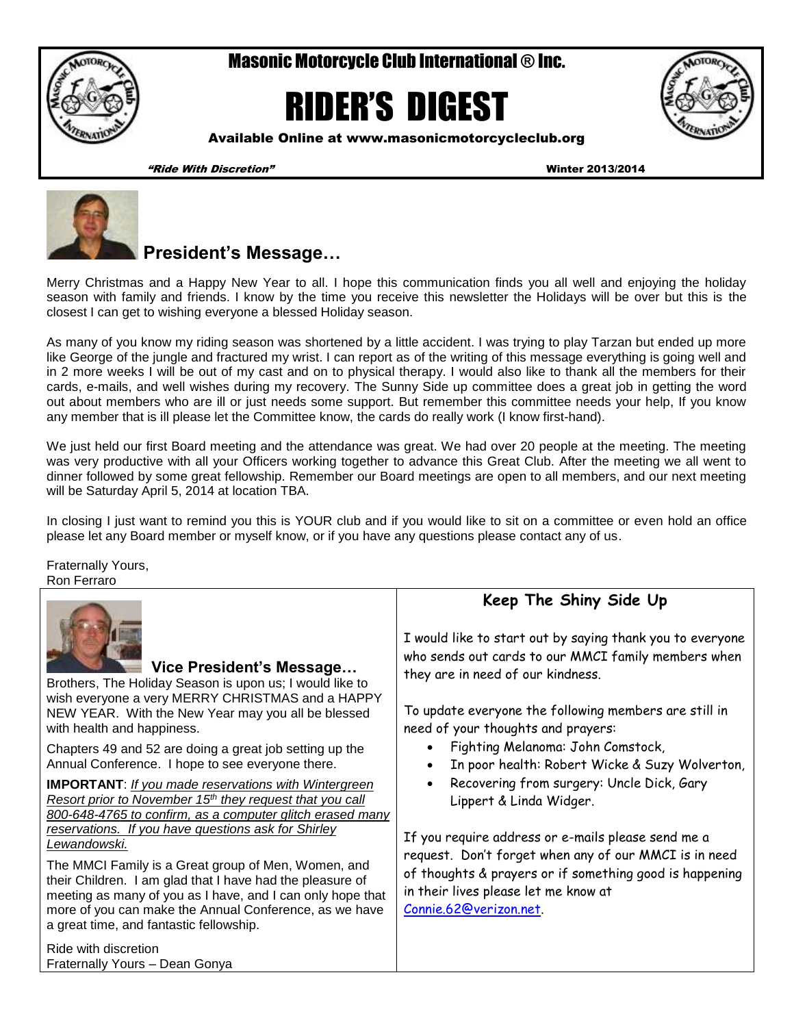# Masonic Motorcycle Club International ® Inc.

# RIDER'S DIGEST

**Available Online at www.masonicmotorcycleclub.org**

***"Ride With Discretion"*** **Winter 2013/2014**

## President's Message…

Merry Christmas and a Happy New Year to all. I hope this communication finds you all well and enjoying the holiday season with family and friends. I know by the time you receive this newsletter the Holidays will be over but this is the closest I can get to wishing everyone a blessed Holiday season.

As many of you know my riding season was shortened by a little accident. I was trying to play Tarzan but ended up more like George of the jungle and fractured my wrist. I can report as of the writing of this message everything is going well and in 2 more weeks I will be out of my cast and on to physical therapy. I would also like to thank all the members for their cards, e-mails, and well wishes during my recovery. The Sunny Side up committee does a great job in getting the word out about members who are ill or just needs some support. But remember this committee needs your help, If you know any member that is ill please let the Committee know, the cards do really work (I know first-hand).

We just held our first Board meeting and the attendance was great. We had over 20 people at the meeting. The meeting was very productive with all your Officers working together to advance this Great Club. After the meeting we all went to dinner followed by some great fellowship. Remember our Board meetings are open to all members, and our next meeting will be Saturday April 5, 2014 at location TBA.

In closing I just want to remind you this is YOUR club and if you would like to sit on a committee or even hold an office please let any Board member or myself know, or if you have any questions please contact any of us.

Fraternally Yours,
Ron Ferraro

## Vice President's Message…

Brothers, The Holiday Season is upon us; I would like to wish everyone a very MERRY CHRISTMAS and a HAPPY NEW YEAR. With the New Year may you all be blessed with health and happiness.

Chapters 49 and 52 are doing a great job setting up the Annual Conference. I hope to see everyone there.

**IMPORTANT**: *If you made reservations with Wintergreen Resort prior to November 15th they request that you call 800-648-4765 to confirm, as a computer glitch erased many reservations. If you have questions ask for Shirley Lewandowski.*

The MMCI Family is a Great group of Men, Women, and their Children. I am glad that I have had the pleasure of meeting as many of you as I have, and I can only hope that more of you can make the Annual Conference, as we have a great time, and fantastic fellowship.

Ride with discretion
Fraternally Yours – Dean Gonya

## Keep The Shiny Side Up

I would like to start out by saying thank you to everyone who sends out cards to our MMCI family members when they are in need of our kindness.

To update everyone the following members are still in need of your thoughts and prayers:

- Fighting Melanoma: John Comstock,
- In poor health: Robert Wicke & Suzy Wolverton,
- Recovering from surgery: Uncle Dick, Gary Lippert & Linda Widger.

If you require address or e-mails please send me a request. Don't forget when any of our MMCI is in need of thoughts & prayers or if something good is happening in their lives please let me know at Connie.62@verizon.net.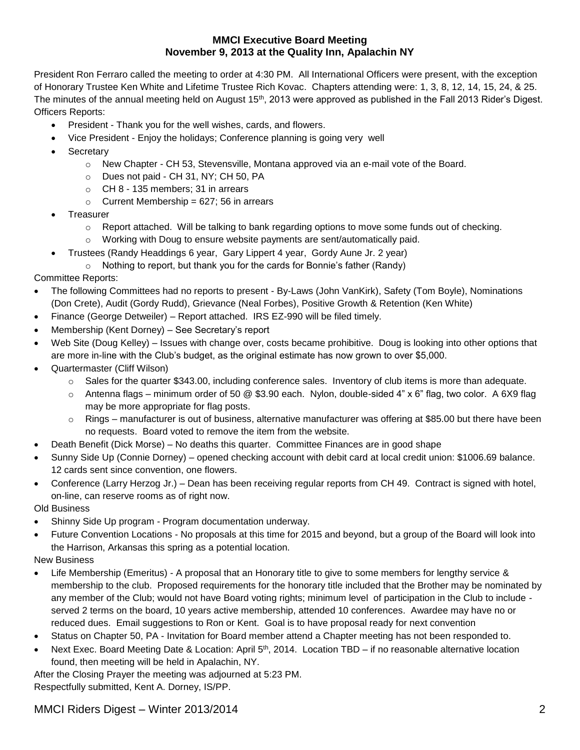**MMCI Executive Board Meeting**
**November 9, 2013 at the Quality Inn, Apalachin NY**

President Ron Ferraro called the meeting to order at 4:30 PM. All International Officers were present, with the exception of Honorary Trustee Ken White and Lifetime Trustee Rich Kovac. Chapters attending were: 1, 3, 8, 12, 14, 15, 24, & 25. The minutes of the annual meeting held on August 15th, 2013 were approved as published in the Fall 2013 Rider's Digest.

Officers Reports:

- President - Thank you for the well wishes, cards, and flowers.
- Vice President - Enjoy the holidays; Conference planning is going very well
- Secretary
  - New Chapter - CH 53, Stevensville, Montana approved via an e-mail vote of the Board.
  - Dues not paid - CH 31, NY; CH 50, PA
  - CH 8 - 135 members; 31 in arrears
  - Current Membership = 627; 56 in arrears
- Treasurer
  - Report attached. Will be talking to bank regarding options to move some funds out of checking.
  - Working with Doug to ensure website payments are sent/automatically paid.
- Trustees (Randy Headdings 6 year, Gary Lippert 4 year, Gordy Aune Jr. 2 year)
  - Nothing to report, but thank you for the cards for Bonnie's father (Randy)

Committee Reports:

- The following Committees had no reports to present - By-Laws (John VanKirk), Safety (Tom Boyle), Nominations (Don Crete), Audit (Gordy Rudd), Grievance (Neal Forbes), Positive Growth & Retention (Ken White)
- Finance (George Detweiler) – Report attached. IRS EZ-990 will be filed timely.
- Membership (Kent Dorney) – See Secretary's report
- Web Site (Doug Kelley) – Issues with change over, costs became prohibitive. Doug is looking into other options that are more in-line with the Club's budget, as the original estimate has now grown to over $5,000.
- Quartermaster (Cliff Wilson)
  - Sales for the quarter $343.00, including conference sales. Inventory of club items is more than adequate.
  - Antenna flags – minimum order of 50 @ $3.90 each. Nylon, double-sided 4" x 6" flag, two color. A 6X9 flag may be more appropriate for flag posts.
  - Rings – manufacturer is out of business, alternative manufacturer was offering at $85.00 but there have been no requests. Board voted to remove the item from the website.
- Death Benefit (Dick Morse) – No deaths this quarter. Committee Finances are in good shape
- Sunny Side Up (Connie Dorney) – opened checking account with debit card at local credit union: $1006.69 balance. 12 cards sent since convention, one flowers.
- Conference (Larry Herzog Jr.) – Dean has been receiving regular reports from CH 49. Contract is signed with hotel, on-line, can reserve rooms as of right now.

Old Business

- Shinny Side Up program - Program documentation underway.
- Future Convention Locations - No proposals at this time for 2015 and beyond, but a group of the Board will look into the Harrison, Arkansas this spring as a potential location.

New Business

- Life Membership (Emeritus) - A proposal that an Honorary title to give to some members for lengthy service & membership to the club. Proposed requirements for the honorary title included that the Brother may be nominated by any member of the Club; would not have Board voting rights; minimum level of participation in the Club to include - served 2 terms on the board, 10 years active membership, attended 10 conferences. Awardee may have no or reduced dues. Email suggestions to Ron or Kent. Goal is to have proposal ready for next convention
- Status on Chapter 50, PA - Invitation for Board member attend a Chapter meeting has not been responded to.
- Next Exec. Board Meeting Date & Location: April 5th, 2014. Location TBD – if no reasonable alternative location found, then meeting will be held in Apalachin, NY.

After the Closing Prayer the meeting was adjourned at 5:23 PM.

Respectfully submitted, Kent A. Dorney, IS/PP.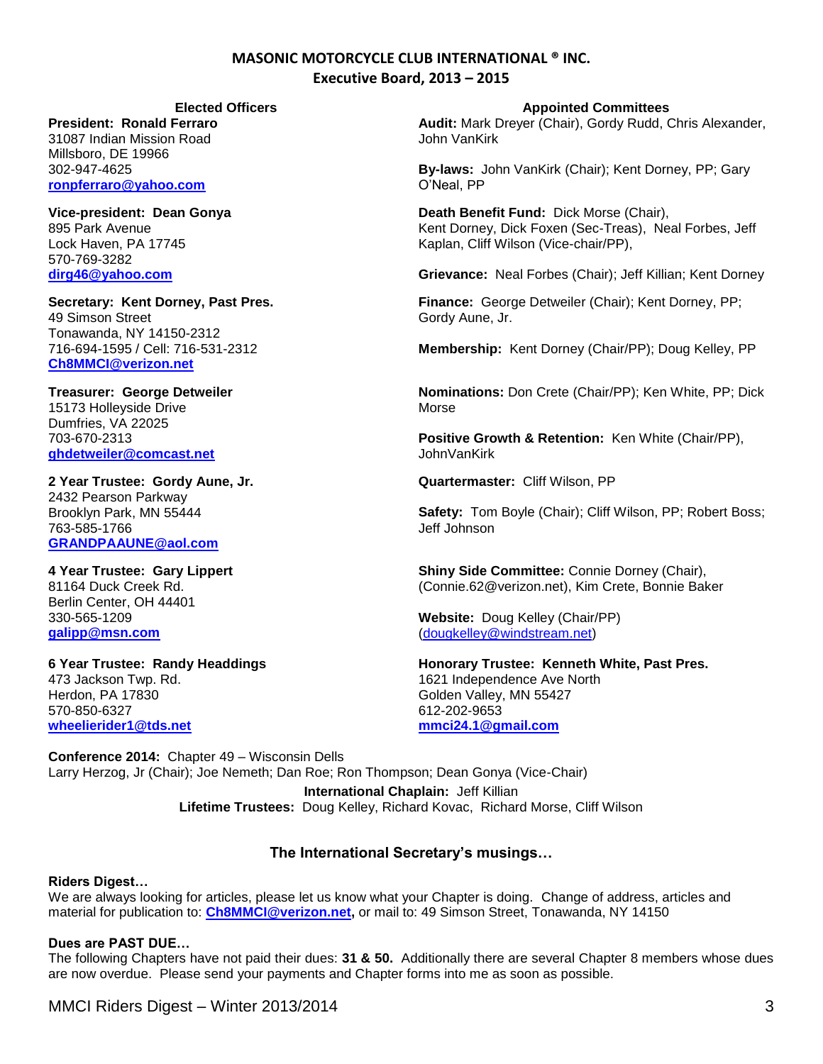# MASONIC MOTORCYCLE CLUB INTERNATIONAL ® INC.
## Executive Board, 2013 – 2015

### Elected Officers

**President: Ronald Ferraro**
31087 Indian Mission Road
Millsboro, DE 19966
302-947-4625
**ronpferraro@yahoo.com**

**Vice-president: Dean Gonya**
895 Park Avenue
Lock Haven, PA 17745
570-769-3282
**dirg46@yahoo.com**

**Secretary: Kent Dorney, Past Pres.**
49 Simson Street
Tonawanda, NY 14150-2312
716-694-1595 / Cell: 716-531-2312
**Ch8MMCI@verizon.net**

**Treasurer: George Detweiler**
15173 Holleyside Drive
Dumfries, VA 22025
703-670-2313
**ghdetweiler@comcast.net**

**2 Year Trustee: Gordy Aune, Jr.**
2432 Pearson Parkway
Brooklyn Park, MN 55444
763-585-1766
**GRANDPAAUNE@aol.com**

**4 Year Trustee: Gary Lippert**
81164 Duck Creek Rd.
Berlin Center, OH 44401
330-565-1209
**galipp@msn.com**

**6 Year Trustee: Randy Headdings**
473 Jackson Twp. Rd.
Herdon, PA 17830
570-850-6327
**wheelierider1@tds.net**

### Appointed Committees

**Audit:** Mark Dreyer (Chair), Gordy Rudd, Chris Alexander, John VanKirk

**By-laws:** John VanKirk (Chair); Kent Dorney, PP; Gary O'Neal, PP

**Death Benefit Fund:** Dick Morse (Chair), Kent Dorney, Dick Foxen (Sec-Treas), Neal Forbes, Jeff Kaplan, Cliff Wilson (Vice-chair/PP),

**Grievance:** Neal Forbes (Chair); Jeff Killian; Kent Dorney

**Finance:** George Detweiler (Chair); Kent Dorney, PP; Gordy Aune, Jr.

**Membership:** Kent Dorney (Chair/PP); Doug Kelley, PP

**Nominations:** Don Crete (Chair/PP); Ken White, PP; Dick Morse

**Positive Growth & Retention:** Ken White (Chair/PP), JohnVanKirk

**Quartermaster:** Cliff Wilson, PP

**Safety:** Tom Boyle (Chair); Cliff Wilson, PP; Robert Boss; Jeff Johnson

**Shiny Side Committee:** Connie Dorney (Chair), (Connie.62@verizon.net), Kim Crete, Bonnie Baker

**Website:** Doug Kelley (Chair/PP) (dougkelley@windstream.net)

**Honorary Trustee: Kenneth White, Past Pres.**
1621 Independence Ave North
Golden Valley, MN 55427
612-202-9653
**mmci24.1@gmail.com**

**Conference 2014:** Chapter 49 – Wisconsin Dells
Larry Herzog, Jr (Chair); Joe Nemeth; Dan Roe; Ron Thompson; Dean Gonya (Vice-Chair)

**International Chaplain:** Jeff Killian

**Lifetime Trustees:** Doug Kelley, Richard Kovac, Richard Morse, Cliff Wilson

## The International Secretary's musings…

**Riders Digest…**
We are always looking for articles, please let us know what your Chapter is doing. Change of address, articles and material for publication to: **Ch8MMCI@verizon.net,** or mail to: 49 Simson Street, Tonawanda, NY 14150

**Dues are PAST DUE…**
The following Chapters have not paid their dues: **31 & 50.** Additionally there are several Chapter 8 members whose dues are now overdue. Please send your payments and Chapter forms into me as soon as possible.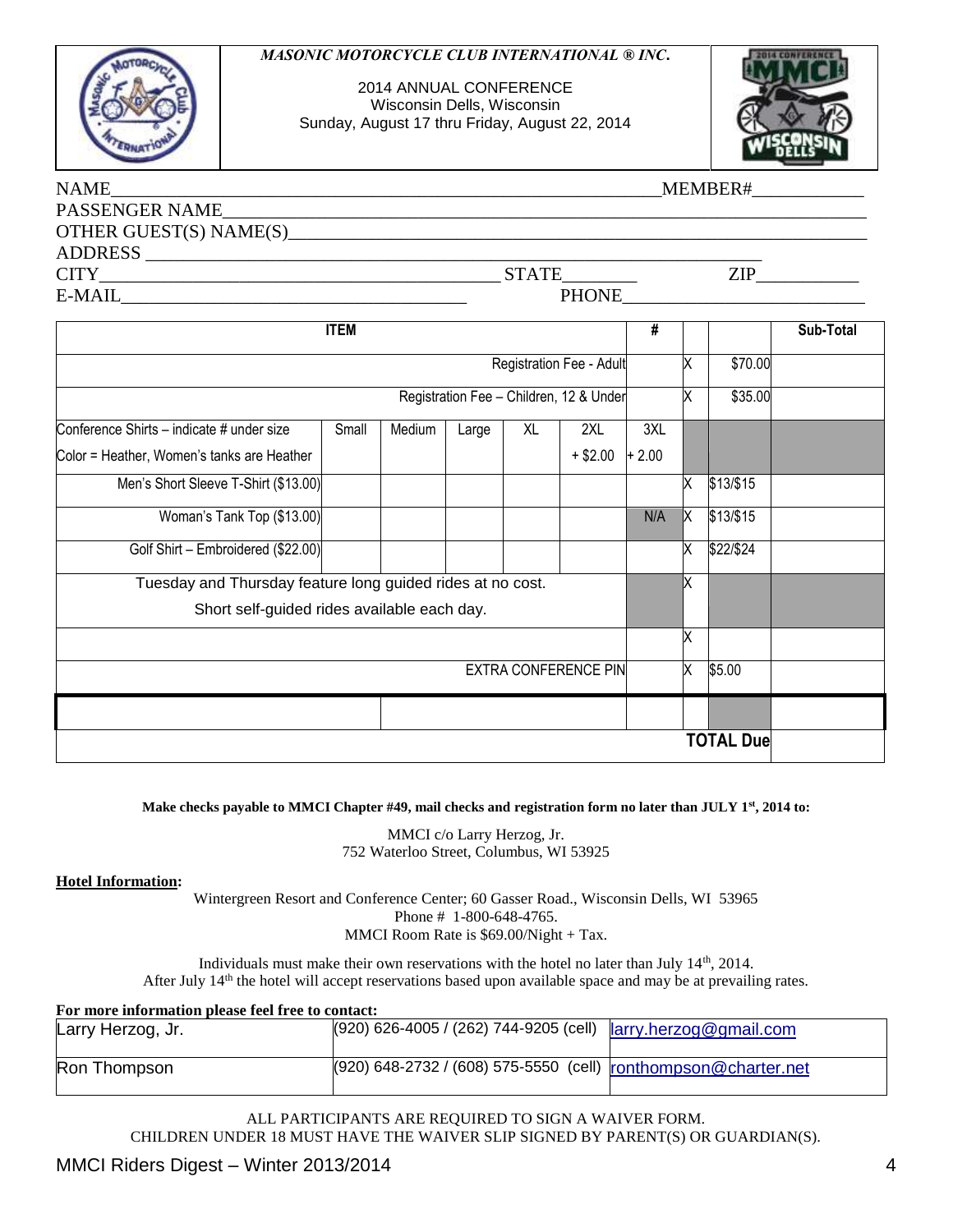*MASONIC MOTORCYCLE CLUB INTERNATIONAL ® INC.*

2014 ANNUAL CONFERENCE
Wisconsin Dells, Wisconsin
Sunday, August 17 thru Friday, August 22, 2014

NAME\_\_\_\_\_\_\_\_\_\_\_\_\_\_\_\_\_\_\_\_\_\_\_\_\_\_\_\_\_\_\_\_\_\_\_\_\_\_\_\_\_\_\_\_\_\_\_\_\_\_\_\_ MEMBER#\_\_\_\_\_\_\_\_\_\_\_\_
PASSENGER NAME\_\_\_\_\_\_\_\_\_\_\_\_\_\_\_\_\_\_\_\_\_\_\_\_\_\_\_\_\_\_\_\_\_\_\_\_\_\_\_\_\_\_\_\_\_\_\_\_\_\_\_\_\_\_\_\_\_\_\_
OTHER GUEST(S) NAME(S)\_\_\_\_\_\_\_\_\_\_\_\_\_\_\_\_\_\_\_\_\_\_\_\_\_\_\_\_\_\_\_\_\_\_\_\_\_\_\_\_\_\_\_\_\_\_\_\_\_\_\_\_
ADDRESS \_\_\_\_\_\_\_\_\_\_\_\_\_\_\_\_\_\_\_\_\_\_\_\_\_\_\_\_\_\_\_\_\_\_\_\_\_\_\_\_\_\_\_\_\_\_\_\_\_\_\_\_\_\_\_\_
CITY\_\_\_\_\_\_\_\_\_\_\_\_\_\_\_\_\_\_\_\_\_\_\_\_\_\_\_\_\_\_\_\_\_\_\_\_\_\_\_\_ STATE\_\_\_\_\_\_\_\_ ZIP\_\_\_\_\_\_\_\_\_\_\_
E-MAIL\_\_\_\_\_\_\_\_\_\_\_\_\_\_\_\_\_\_\_\_\_\_\_\_\_\_\_\_\_\_\_\_\_\_\_\_ PHONE\_\_\_\_\_\_\_\_\_\_\_\_\_\_\_\_\_\_\_\_\_\_\_\_\_

| ITEM | | | | | | # | | | Sub-Total |
|---|---|---|---|---|---|---|---|---|---|
| Registration Fee - Adult | | | | | | | X | $70.00 | |
| Registration Fee – Children, 12 & Under | | | | | | | X | $35.00 | |
| Conference Shirts – indicate # under size<br>Color = Heather, Women's tanks are Heather | Small | Medium | Large | XL | 2XL<br>+ $2.00 | 3XL<br>+ 2.00 | | | |
| Men's Short Sleeve T-Shirt ($13.00) | | | | | | | X | $13/$15 | |
| Woman's Tank Top ($13.00) | | | | | | N/A | X | $13/$15 | |
| Golf Shirt – Embroidered ($22.00) | | | | | | | X | $22/$24 | |
| Tuesday and Thursday feature long guided rides at no cost.<br>Short self-guided rides available each day. | | | | | | | X | | |
| | | | | | | | X | | |
| EXTRA CONFERENCE PIN | | | | | | | X | $5.00 | |
| | | | | | | | | | |
| | | | | | | | | **TOTAL Due** | |

**Make checks payable to MMCI Chapter #49, mail checks and registration form no later than JULY 1st, 2014 to:**

MMCI c/o Larry Herzog, Jr.
752 Waterloo Street, Columbus, WI 53925

**Hotel Information:**

Wintergreen Resort and Conference Center; 60 Gasser Road., Wisconsin Dells, WI 53965
Phone # 1-800-648-4765.
MMCI Room Rate is $69.00/Night + Tax.

Individuals must make their own reservations with the hotel no later than July 14th, 2014.
After July 14th the hotel will accept reservations based upon available space and may be at prevailing rates.

**For more information please feel free to contact:**

| | | |
|---|---|---|
| Larry Herzog, Jr. | (920) 626-4005 / (262) 744-9205 (cell) | larry.herzog@gmail.com |
| Ron Thompson | (920) 648-2732 / (608) 575-5550 (cell) | ronthompson@charter.net |

ALL PARTICIPANTS ARE REQUIRED TO SIGN A WAIVER FORM.
CHILDREN UNDER 18 MUST HAVE THE WAIVER SLIP SIGNED BY PARENT(S) OR GUARDIAN(S).